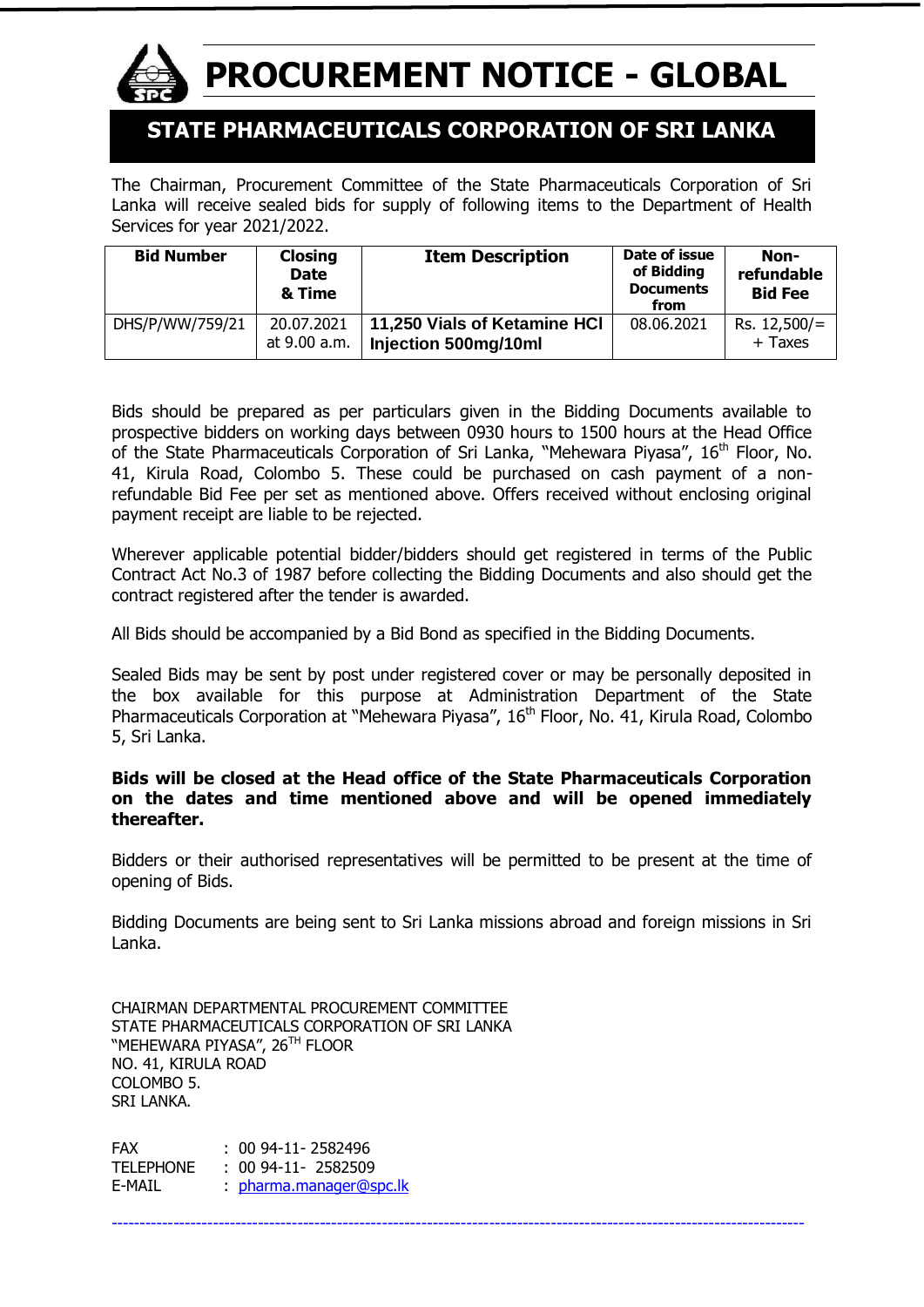# PROCUREMENT NOTICE - GLOBAL

## STATE PHARMACEUTICALS CORPORATION OF SRI LANKA

The Chairman, Procurement Committee of the State Pharmaceuticals Corporation of Sri Lanka will receive sealed bids for supply of following items to the Department of Health Services for year 2021/2022.

| Bid Number | Closing Date & Time | Item Description | Date of issue of Bidding Documents from | Non-refundable Bid Fee |
|---|---|---|---|---|
| DHS/P/WW/759/21 | 20.07.2021 at 9.00 a.m. | **11,250 Vials of Ketamine HCl Injection 500mg/10ml** | 08.06.2021 | Rs. 12,500/= + Taxes |

Bids should be prepared as per particulars given in the Bidding Documents available to prospective bidders on working days between 0930 hours to 1500 hours at the Head Office of the State Pharmaceuticals Corporation of Sri Lanka, "Mehewara Piyasa", 16th Floor, No. 41, Kirula Road, Colombo 5. These could be purchased on cash payment of a non-refundable Bid Fee per set as mentioned above. Offers received without enclosing original payment receipt are liable to be rejected.

Wherever applicable potential bidder/bidders should get registered in terms of the Public Contract Act No.3 of 1987 before collecting the Bidding Documents and also should get the contract registered after the tender is awarded.

All Bids should be accompanied by a Bid Bond as specified in the Bidding Documents.

Sealed Bids may be sent by post under registered cover or may be personally deposited in the box available for this purpose at Administration Department of the State Pharmaceuticals Corporation at "Mehewara Piyasa", 16th Floor, No. 41, Kirula Road, Colombo 5, Sri Lanka.

**Bids will be closed at the Head office of the State Pharmaceuticals Corporation on the dates and time mentioned above and will be opened immediately thereafter.**

Bidders or their authorised representatives will be permitted to be present at the time of opening of Bids.

Bidding Documents are being sent to Sri Lanka missions abroad and foreign missions in Sri Lanka.

CHAIRMAN DEPARTMENTAL PROCUREMENT COMMITTEE
STATE PHARMACEUTICALS CORPORATION OF SRI LANKA
"MEHEWARA PIYASA", 26TH FLOOR
NO. 41, KIRULA ROAD
COLOMBO 5.
SRI LANKA.

FAX : 00 94-11- 2582496
TELEPHONE : 00 94-11- 2582509
E-MAIL : pharma.manager@spc.lk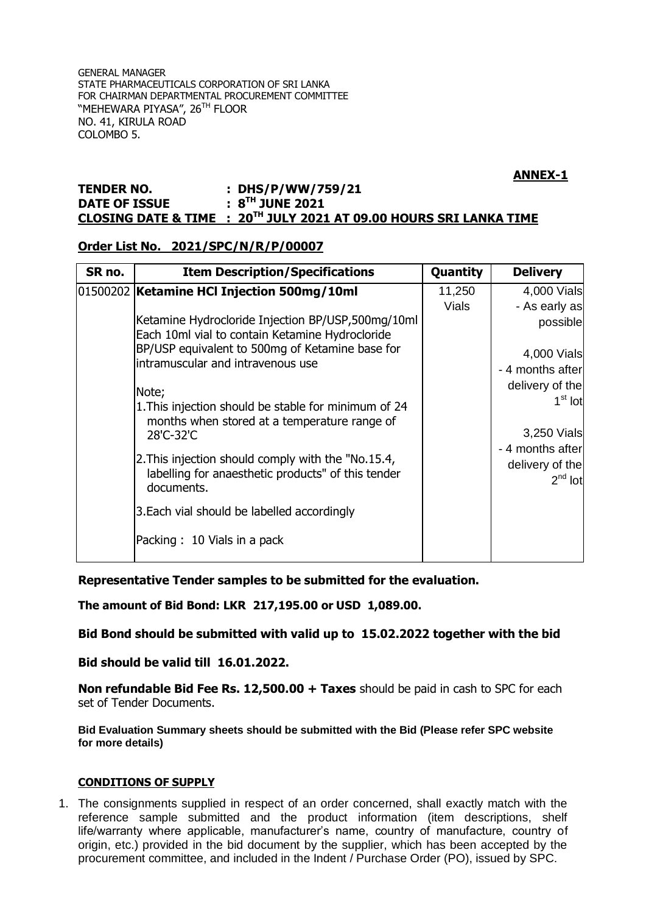GENERAL MANAGER
STATE PHARMACEUTICALS CORPORATION OF SRI LANKA
FOR CHAIRMAN DEPARTMENTAL PROCUREMENT COMMITTEE
"MEHEWARA PIYASA", 26TH FLOOR
NO. 41, KIRULA ROAD
COLOMBO 5.

**ANNEX-1**

**TENDER NO. : DHS/P/WW/759/21**
**DATE OF ISSUE : 8TH JUNE 2021**
**CLOSING DATE & TIME : 20TH JULY 2021 AT 09.00 HOURS SRI LANKA TIME**

**Order List No. 2021/SPC/N/R/P/00007**

| SR no. | Item Description/Specifications | Quantity | Delivery |
|---|---|---|---|
| 01500202 | **Ketamine HCl Injection 500mg/10ml**<br><br>Ketamine Hydrocloride Injection BP/USP,500mg/10ml Each 10ml vial to contain Ketamine Hydrocloride BP/USP equivalent to 500mg of Ketamine base for intramuscular and intravenous use<br><br>Note;<br>1.This injection should be stable for minimum of 24 months when stored at a temperature range of 28'C-32'C<br><br>2.This injection should comply with the "No.15.4, labelling for anaesthetic products" of this tender documents.<br><br>3.Each vial should be labelled accordingly<br><br>Packing : 10 Vials in a pack | 11,250 Vials | 4,000 Vials - As early as possible<br><br>4,000 Vials - 4 months after delivery of the 1st lot<br><br>3,250 Vials - 4 months after delivery of the 2nd lot |

**Representative Tender samples to be submitted for the evaluation.**

**The amount of Bid Bond: LKR 217,195.00 or USD 1,089.00.**

**Bid Bond should be submitted with valid up to 15.02.2022 together with the bid**

**Bid should be valid till 16.01.2022.**

**Non refundable Bid Fee Rs. 12,500.00 + Taxes** should be paid in cash to SPC for each set of Tender Documents.

**Bid Evaluation Summary sheets should be submitted with the Bid (Please refer SPC website for more details)**

**CONDITIONS OF SUPPLY**

1. The consignments supplied in respect of an order concerned, shall exactly match with the reference sample submitted and the product information (item descriptions, shelf life/warranty where applicable, manufacturer's name, country of manufacture, country of origin, etc.) provided in the bid document by the supplier, which has been accepted by the procurement committee, and included in the Indent / Purchase Order (PO), issued by SPC.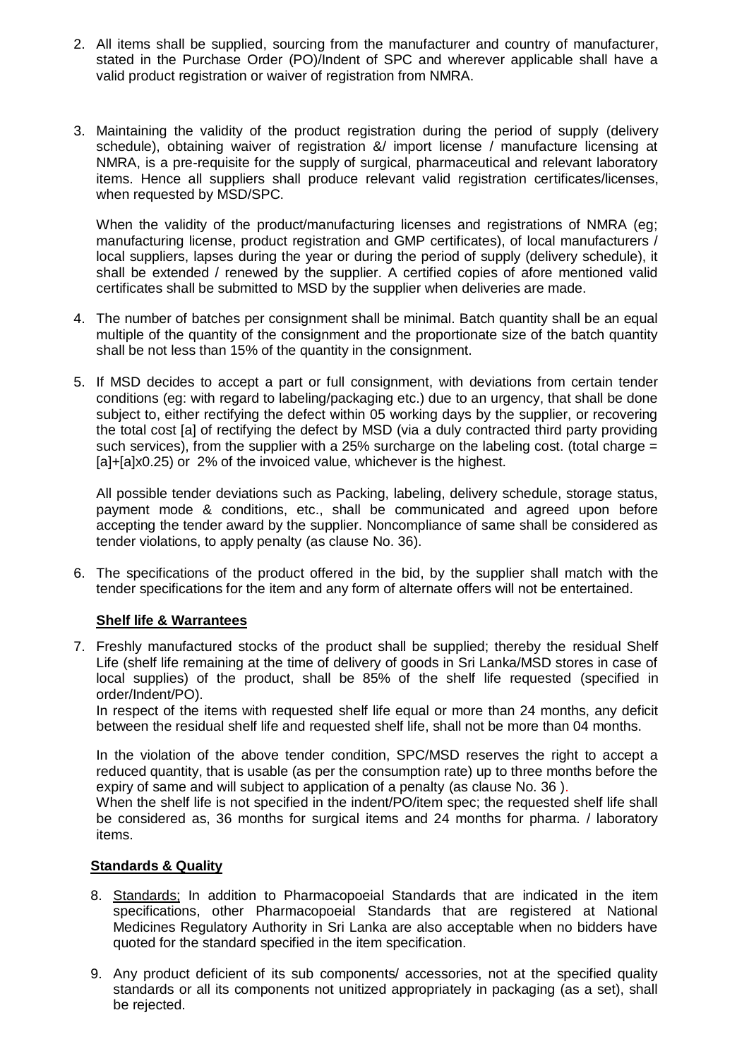2. All items shall be supplied, sourcing from the manufacturer and country of manufacturer, stated in the Purchase Order (PO)/Indent of SPC and wherever applicable shall have a valid product registration or waiver of registration from NMRA.

3. Maintaining the validity of the product registration during the period of supply (delivery schedule), obtaining waiver of registration &/ import license / manufacture licensing at NMRA, is a pre-requisite for the supply of surgical, pharmaceutical and relevant laboratory items. Hence all suppliers shall produce relevant valid registration certificates/licenses, when requested by MSD/SPC.

   When the validity of the product/manufacturing licenses and registrations of NMRA (eg; manufacturing license, product registration and GMP certificates), of local manufacturers / local suppliers, lapses during the year or during the period of supply (delivery schedule), it shall be extended / renewed by the supplier. A certified copies of afore mentioned valid certificates shall be submitted to MSD by the supplier when deliveries are made.

4. The number of batches per consignment shall be minimal. Batch quantity shall be an equal multiple of the quantity of the consignment and the proportionate size of the batch quantity shall be not less than 15% of the quantity in the consignment.

5. If MSD decides to accept a part or full consignment, with deviations from certain tender conditions (eg: with regard to labeling/packaging etc.) due to an urgency, that shall be done subject to, either rectifying the defect within 05 working days by the supplier, or recovering the total cost [a] of rectifying the defect by MSD (via a duly contracted third party providing such services), from the supplier with a 25% surcharge on the labeling cost. (total charge = [a]+[a]x0.25) or 2% of the invoiced value, whichever is the highest.

   All possible tender deviations such as Packing, labeling, delivery schedule, storage status, payment mode & conditions, etc., shall be communicated and agreed upon before accepting the tender award by the supplier. Noncompliance of same shall be considered as tender violations, to apply penalty (as clause No. 36).

6. The specifications of the product offered in the bid, by the supplier shall match with the tender specifications for the item and any form of alternate offers will not be entertained.

**Shelf life & Warrantees**

7. Freshly manufactured stocks of the product shall be supplied; thereby the residual Shelf Life (shelf life remaining at the time of delivery of goods in Sri Lanka/MSD stores in case of local supplies) of the product, shall be 85% of the shelf life requested (specified in order/Indent/PO).
   In respect of the items with requested shelf life equal or more than 24 months, any deficit between the residual shelf life and requested shelf life, shall not be more than 04 months.

   In the violation of the above tender condition, SPC/MSD reserves the right to accept a reduced quantity, that is usable (as per the consumption rate) up to three months before the expiry of same and will subject to application of a penalty (as clause No. 36 ).
   When the shelf life is not specified in the indent/PO/item spec; the requested shelf life shall be considered as, 36 months for surgical items and 24 months for pharma. / laboratory items.

**Standards & Quality**

8. Standards; In addition to Pharmacopoeial Standards that are indicated in the item specifications, other Pharmacopoeial Standards that are registered at National Medicines Regulatory Authority in Sri Lanka are also acceptable when no bidders have quoted for the standard specified in the item specification.

9. Any product deficient of its sub components/ accessories, not at the specified quality standards or all its components not unitized appropriately in packaging (as a set), shall be rejected.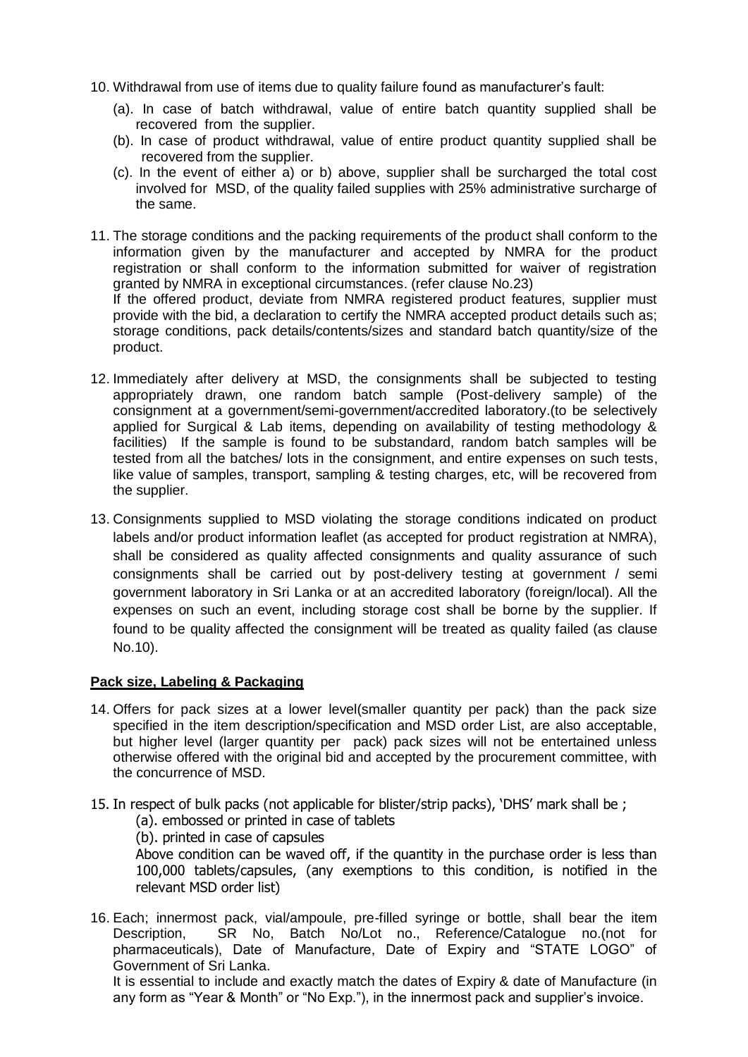10. Withdrawal from use of items due to quality failure found as manufacturer's fault:
    (a). In case of batch withdrawal, value of entire batch quantity supplied shall be recovered from the supplier.
    (b). In case of product withdrawal, value of entire product quantity supplied shall be recovered from the supplier.
    (c). In the event of either a) or b) above, supplier shall be surcharged the total cost involved for MSD, of the quality failed supplies with 25% administrative surcharge of the same.

11. The storage conditions and the packing requirements of the product shall conform to the information given by the manufacturer and accepted by NMRA for the product registration or shall conform to the information submitted for waiver of registration granted by NMRA in exceptional circumstances. (refer clause No.23)
    If the offered product, deviate from NMRA registered product features, supplier must provide with the bid, a declaration to certify the NMRA accepted product details such as; storage conditions, pack details/contents/sizes and standard batch quantity/size of the product.

12. Immediately after delivery at MSD, the consignments shall be subjected to testing appropriately drawn, one random batch sample (Post-delivery sample) of the consignment at a government/semi-government/accredited laboratory.(to be selectively applied for Surgical & Lab items, depending on availability of testing methodology & facilities) If the sample is found to be substandard, random batch samples will be tested from all the batches/ lots in the consignment, and entire expenses on such tests, like value of samples, transport, sampling & testing charges, etc, will be recovered from the supplier.

13. Consignments supplied to MSD violating the storage conditions indicated on product labels and/or product information leaflet (as accepted for product registration at NMRA), shall be considered as quality affected consignments and quality assurance of such consignments shall be carried out by post-delivery testing at government / semi government laboratory in Sri Lanka or at an accredited laboratory (foreign/local). All the expenses on such an event, including storage cost shall be borne by the supplier. If found to be quality affected the consignment will be treated as quality failed (as clause No.10).

**Pack size, Labeling & Packaging**

14. Offers for pack sizes at a lower level(smaller quantity per pack) than the pack size specified in the item description/specification and MSD order List, are also acceptable, but higher level (larger quantity per pack) pack sizes will not be entertained unless otherwise offered with the original bid and accepted by the procurement committee, with the concurrence of MSD.

15. In respect of bulk packs (not applicable for blister/strip packs), 'DHS' mark shall be ;
    (a). embossed or printed in case of tablets
    (b). printed in case of capsules
    Above condition can be waved off, if the quantity in the purchase order is less than 100,000 tablets/capsules, (any exemptions to this condition, is notified in the relevant MSD order list)

16. Each; innermost pack, vial/ampoule, pre-filled syringe or bottle, shall bear the item Description, SR No, Batch No/Lot no., Reference/Catalogue no.(not for pharmaceuticals), Date of Manufacture, Date of Expiry and "STATE LOGO" of Government of Sri Lanka.
    It is essential to include and exactly match the dates of Expiry & date of Manufacture (in any form as "Year & Month" or "No Exp."), in the innermost pack and supplier's invoice.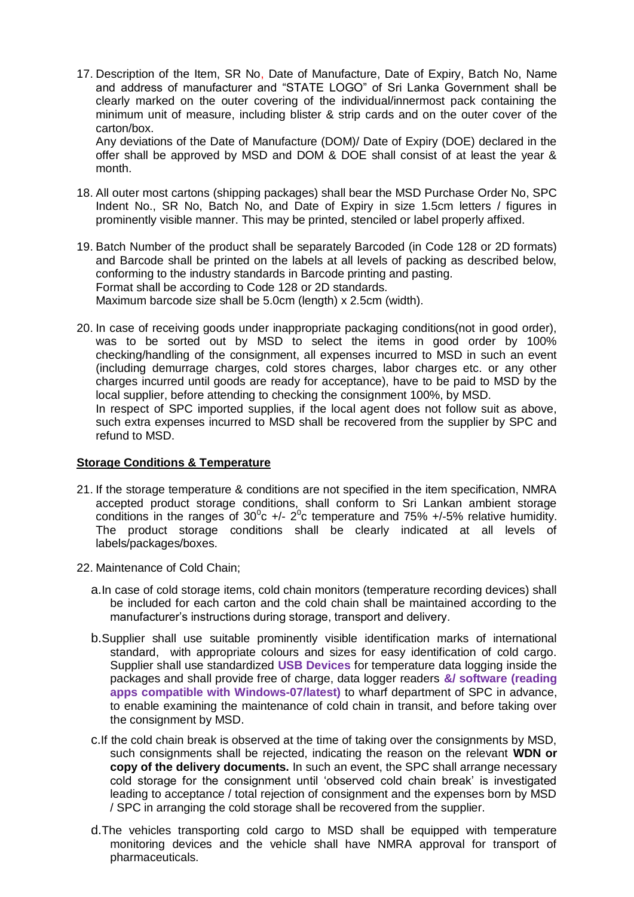17. Description of the Item, SR No, Date of Manufacture, Date of Expiry, Batch No, Name and address of manufacturer and "STATE LOGO" of Sri Lanka Government shall be clearly marked on the outer covering of the individual/innermost pack containing the minimum unit of measure, including blister & strip cards and on the outer cover of the carton/box.

    Any deviations of the Date of Manufacture (DOM)/ Date of Expiry (DOE) declared in the offer shall be approved by MSD and DOM & DOE shall consist of at least the year & month.

18. All outer most cartons (shipping packages) shall bear the MSD Purchase Order No, SPC Indent No., SR No, Batch No, and Date of Expiry in size 1.5cm letters / figures in prominently visible manner. This may be printed, stenciled or label properly affixed.

19. Batch Number of the product shall be separately Barcoded (in Code 128 or 2D formats) and Barcode shall be printed on the labels at all levels of packing as described below, conforming to the industry standards in Barcode printing and pasting.

    Format shall be according to Code 128 or 2D standards.

    Maximum barcode size shall be 5.0cm (length) x 2.5cm (width).

20. In case of receiving goods under inappropriate packaging conditions(not in good order), was to be sorted out by MSD to select the items in good order by 100% checking/handling of the consignment, all expenses incurred to MSD in such an event (including demurrage charges, cold stores charges, labor charges etc. or any other charges incurred until goods are ready for acceptance), have to be paid to MSD by the local supplier, before attending to checking the consignment 100%, by MSD.

    In respect of SPC imported supplies, if the local agent does not follow suit as above, such extra expenses incurred to MSD shall be recovered from the supplier by SPC and refund to MSD.

**Storage Conditions & Temperature**

21. If the storage temperature & conditions are not specified in the item specification, NMRA accepted product storage conditions, shall conform to Sri Lankan ambient storage conditions in the ranges of $30^{0}$c +/- $2^{0}$c temperature and 75% +/-5% relative humidity. The product storage conditions shall be clearly indicated at all levels of labels/packages/boxes.

22. Maintenance of Cold Chain;

    a. In case of cold storage items, cold chain monitors (temperature recording devices) shall be included for each carton and the cold chain shall be maintained according to the manufacturer's instructions during storage, transport and delivery.

    b. Supplier shall use suitable prominently visible identification marks of international standard, with appropriate colours and sizes for easy identification of cold cargo. Supplier shall use standardized **USB Devices** for temperature data logging inside the packages and shall provide free of charge, data logger readers **&/ software (reading apps compatible with Windows-07/latest)** to wharf department of SPC in advance, to enable examining the maintenance of cold chain in transit, and before taking over the consignment by MSD.

    c. If the cold chain break is observed at the time of taking over the consignments by MSD, such consignments shall be rejected, indicating the reason on the relevant **WDN or copy of the delivery documents.** In such an event, the SPC shall arrange necessary cold storage for the consignment until 'observed cold chain break' is investigated leading to acceptance / total rejection of consignment and the expenses born by MSD / SPC in arranging the cold storage shall be recovered from the supplier.

    d. The vehicles transporting cold cargo to MSD shall be equipped with temperature monitoring devices and the vehicle shall have NMRA approval for transport of pharmaceuticals.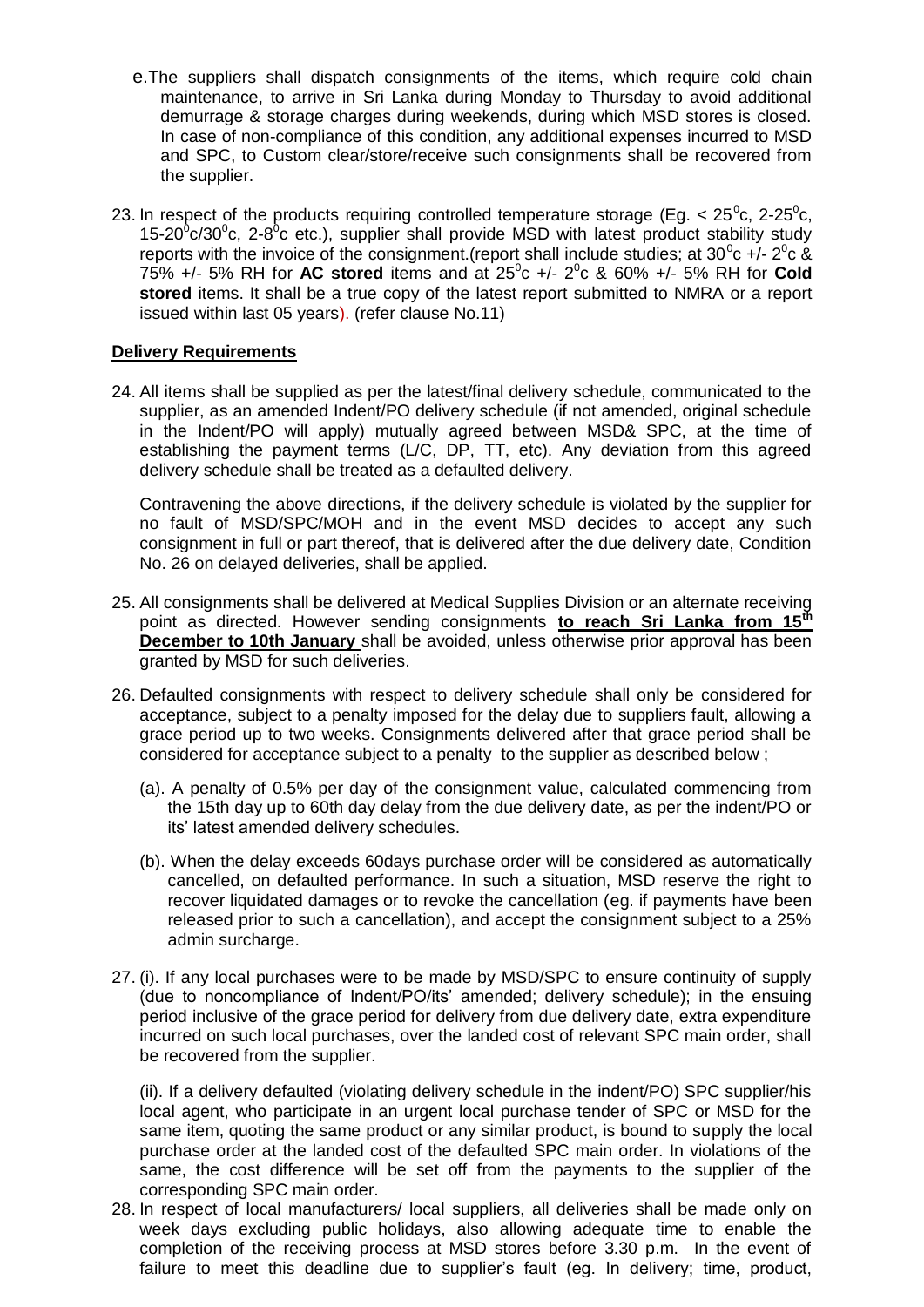e. The suppliers shall dispatch consignments of the items, which require cold chain maintenance, to arrive in Sri Lanka during Monday to Thursday to avoid additional demurrage & storage charges during weekends, during which MSD stores is closed. In case of non-compliance of this condition, any additional expenses incurred to MSD and SPC, to Custom clear/store/receive such consignments shall be recovered from the supplier.

23. In respect of the products requiring controlled temperature storage (Eg. < $25^0$c, 2-$25^0$c, 15-$20^0$c/$30^0$c, 2-$8^0$c etc.), supplier shall provide MSD with latest product stability study reports with the invoice of the consignment.(report shall include studies; at $30^0$c +/- $2^0$c & 75% +/- 5% RH for **AC stored** items and at $25^0$c +/- $2^0$c & 60% +/- 5% RH for **Cold stored** items. It shall be a true copy of the latest report submitted to NMRA or a report issued within last 05 years). (refer clause No.11)

**Delivery Requirements**

24. All items shall be supplied as per the latest/final delivery schedule, communicated to the supplier, as an amended Indent/PO delivery schedule (if not amended, original schedule in the Indent/PO will apply) mutually agreed between MSD& SPC, at the time of establishing the payment terms (L/C, DP, TT, etc). Any deviation from this agreed delivery schedule shall be treated as a defaulted delivery.

    Contravening the above directions, if the delivery schedule is violated by the supplier for no fault of MSD/SPC/MOH and in the event MSD decides to accept any such consignment in full or part thereof, that is delivered after the due delivery date, Condition No. 26 on delayed deliveries, shall be applied.

25. All consignments shall be delivered at Medical Supplies Division or an alternate receiving point as directed. However sending consignments **to reach Sri Lanka from 15th December to 10th January** shall be avoided, unless otherwise prior approval has been granted by MSD for such deliveries.

26. Defaulted consignments with respect to delivery schedule shall only be considered for acceptance, subject to a penalty imposed for the delay due to suppliers fault, allowing a grace period up to two weeks. Consignments delivered after that grace period shall be considered for acceptance subject to a penalty to the supplier as described below ;

    (a). A penalty of 0.5% per day of the consignment value, calculated commencing from the 15th day up to 60th day delay from the due delivery date, as per the indent/PO or its' latest amended delivery schedules.

    (b). When the delay exceeds 60days purchase order will be considered as automatically cancelled, on defaulted performance. In such a situation, MSD reserve the right to recover liquidated damages or to revoke the cancellation (eg. if payments have been released prior to such a cancellation), and accept the consignment subject to a 25% admin surcharge.

27. (i). If any local purchases were to be made by MSD/SPC to ensure continuity of supply (due to noncompliance of Indent/PO/its' amended; delivery schedule); in the ensuing period inclusive of the grace period for delivery from due delivery date, extra expenditure incurred on such local purchases, over the landed cost of relevant SPC main order, shall be recovered from the supplier.

    (ii). If a delivery defaulted (violating delivery schedule in the indent/PO) SPC supplier/his local agent, who participate in an urgent local purchase tender of SPC or MSD for the same item, quoting the same product or any similar product, is bound to supply the local purchase order at the landed cost of the defaulted SPC main order. In violations of the same, the cost difference will be set off from the payments to the supplier of the corresponding SPC main order.

28. In respect of local manufacturers/ local suppliers, all deliveries shall be made only on week days excluding public holidays, also allowing adequate time to enable the completion of the receiving process at MSD stores before 3.30 p.m. In the event of failure to meet this deadline due to supplier's fault (eg. In delivery; time, product,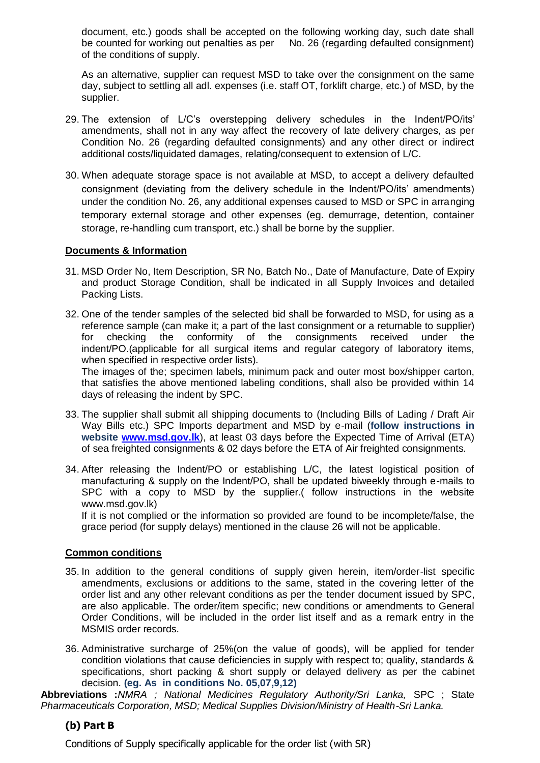document, etc.) goods shall be accepted on the following working day, such date shall be counted for working out penalties as per No. 26 (regarding defaulted consignment) of the conditions of supply.

As an alternative, supplier can request MSD to take over the consignment on the same day, subject to settling all adl. expenses (i.e. staff OT, forklift charge, etc.) of MSD, by the supplier.

29. The extension of L/C's overstepping delivery schedules in the Indent/PO/its' amendments, shall not in any way affect the recovery of late delivery charges, as per Condition No. 26 (regarding defaulted consignments) and any other direct or indirect additional costs/liquidated damages, relating/consequent to extension of L/C.

30. When adequate storage space is not available at MSD, to accept a delivery defaulted consignment (deviating from the delivery schedule in the Indent/PO/its' amendments) under the condition No. 26, any additional expenses caused to MSD or SPC in arranging temporary external storage and other expenses (eg. demurrage, detention, container storage, re-handling cum transport, etc.) shall be borne by the supplier.

**Documents & Information**

31. MSD Order No, Item Description, SR No, Batch No., Date of Manufacture, Date of Expiry and product Storage Condition, shall be indicated in all Supply Invoices and detailed Packing Lists.

32. One of the tender samples of the selected bid shall be forwarded to MSD, for using as a reference sample (can make it; a part of the last consignment or a returnable to supplier) for checking the conformity of the consignments received under the indent/PO.(applicable for all surgical items and regular category of laboratory items, when specified in respective order lists).
The images of the; specimen labels, minimum pack and outer most box/shipper carton, that satisfies the above mentioned labeling conditions, shall also be provided within 14 days of releasing the indent by SPC.

33. The supplier shall submit all shipping documents to (Including Bills of Lading / Draft Air Way Bills etc.) SPC Imports department and MSD by e-mail (**follow instructions in website [www.msd.gov.lk](http://www.msd.gov.lk)**), at least 03 days before the Expected Time of Arrival (ETA) of sea freighted consignments & 02 days before the ETA of Air freighted consignments.

34. After releasing the Indent/PO or establishing L/C, the latest logistical position of manufacturing & supply on the Indent/PO, shall be updated biweekly through e-mails to SPC with a copy to MSD by the supplier.( follow instructions in the website www.msd.gov.lk)
If it is not complied or the information so provided are found to be incomplete/false, the grace period (for supply delays) mentioned in the clause 26 will not be applicable.

**Common conditions**

35. In addition to the general conditions of supply given herein, item/order-list specific amendments, exclusions or additions to the same, stated in the covering letter of the order list and any other relevant conditions as per the tender document issued by SPC, are also applicable. The order/item specific; new conditions or amendments to General Order Conditions, will be included in the order list itself and as a remark entry in the MSMIS order records.

36. Administrative surcharge of 25%(on the value of goods), will be applied for tender condition violations that cause deficiencies in supply with respect to; quality, standards & specifications, short packing & short supply or delayed delivery as per the cabinet decision. **(eg. As in conditions No. 05,07,9,12)**

**Abbreviations :** *NMRA ; National Medicines Regulatory Authority/Sri Lanka,* SPC ; State *Pharmaceuticals Corporation, MSD; Medical Supplies Division/Ministry of Health-Sri Lanka.*

## (b) Part B

Conditions of Supply specifically applicable for the order list (with SR)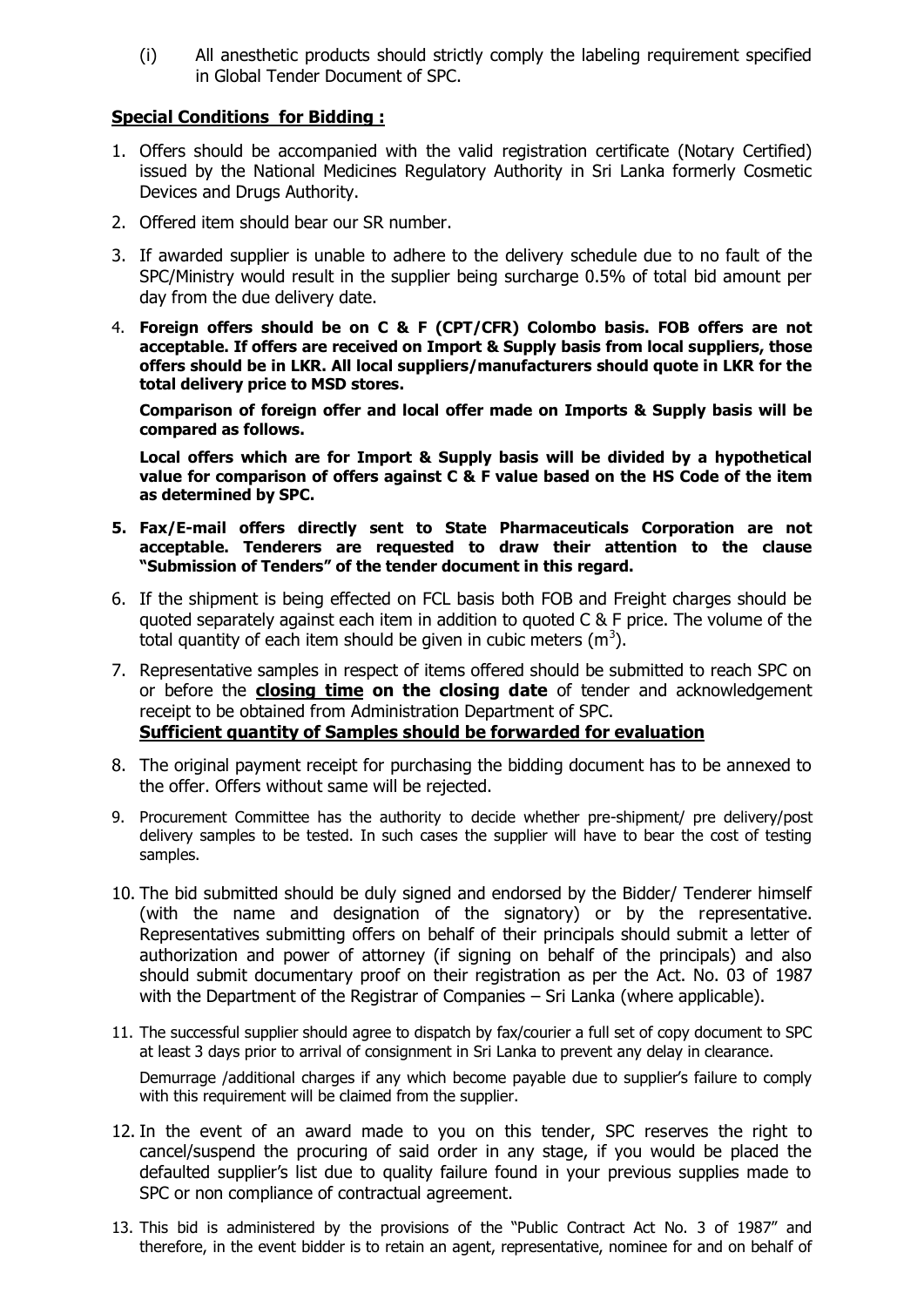(i) All anesthetic products should strictly comply the labeling requirement specified in Global Tender Document of SPC.

**Special Conditions for Bidding :**

1. Offers should be accompanied with the valid registration certificate (Notary Certified) issued by the National Medicines Regulatory Authority in Sri Lanka formerly Cosmetic Devices and Drugs Authority.
2. Offered item should bear our SR number.
3. If awarded supplier is unable to adhere to the delivery schedule due to no fault of the SPC/Ministry would result in the supplier being surcharge 0.5% of total bid amount per day from the due delivery date.
4. **Foreign offers should be on C & F (CPT/CFR) Colombo basis. FOB offers are not acceptable. If offers are received on Import & Supply basis from local suppliers, those offers should be in LKR. All local suppliers/manufacturers should quote in LKR for the total delivery price to MSD stores.**

   **Comparison of foreign offer and local offer made on Imports & Supply basis will be compared as follows.**

   **Local offers which are for Import & Supply basis will be divided by a hypothetical value for comparison of offers against C & F value based on the HS Code of the item as determined by SPC.**
5. **Fax/E-mail offers directly sent to State Pharmaceuticals Corporation are not acceptable. Tenderers are requested to draw their attention to the clause "Submission of Tenders" of the tender document in this regard.**
6. If the shipment is being effected on FCL basis both FOB and Freight charges should be quoted separately against each item in addition to quoted C & F price. The volume of the total quantity of each item should be given in cubic meters ($m^3$).
7. Representative samples in respect of items offered should be submitted to reach SPC on or before the **closing time on the closing date** of tender and acknowledgement receipt to be obtained from Administration Department of SPC.
   **Sufficient quantity of Samples should be forwarded for evaluation**
8. The original payment receipt for purchasing the bidding document has to be annexed to the offer. Offers without same will be rejected.
9. Procurement Committee has the authority to decide whether pre-shipment/ pre delivery/post delivery samples to be tested. In such cases the supplier will have to bear the cost of testing samples.
10. The bid submitted should be duly signed and endorsed by the Bidder/ Tenderer himself (with the name and designation of the signatory) or by the representative. Representatives submitting offers on behalf of their principals should submit a letter of authorization and power of attorney (if signing on behalf of the principals) and also should submit documentary proof on their registration as per the Act. No. 03 of 1987 with the Department of the Registrar of Companies – Sri Lanka (where applicable).
11. The successful supplier should agree to dispatch by fax/courier a full set of copy document to SPC at least 3 days prior to arrival of consignment in Sri Lanka to prevent any delay in clearance.

    Demurrage /additional charges if any which become payable due to supplier's failure to comply with this requirement will be claimed from the supplier.
12. In the event of an award made to you on this tender, SPC reserves the right to cancel/suspend the procuring of said order in any stage, if you would be placed the defaulted supplier's list due to quality failure found in your previous supplies made to SPC or non compliance of contractual agreement.
13. This bid is administered by the provisions of the "Public Contract Act No. 3 of 1987" and therefore, in the event bidder is to retain an agent, representative, nominee for and on behalf of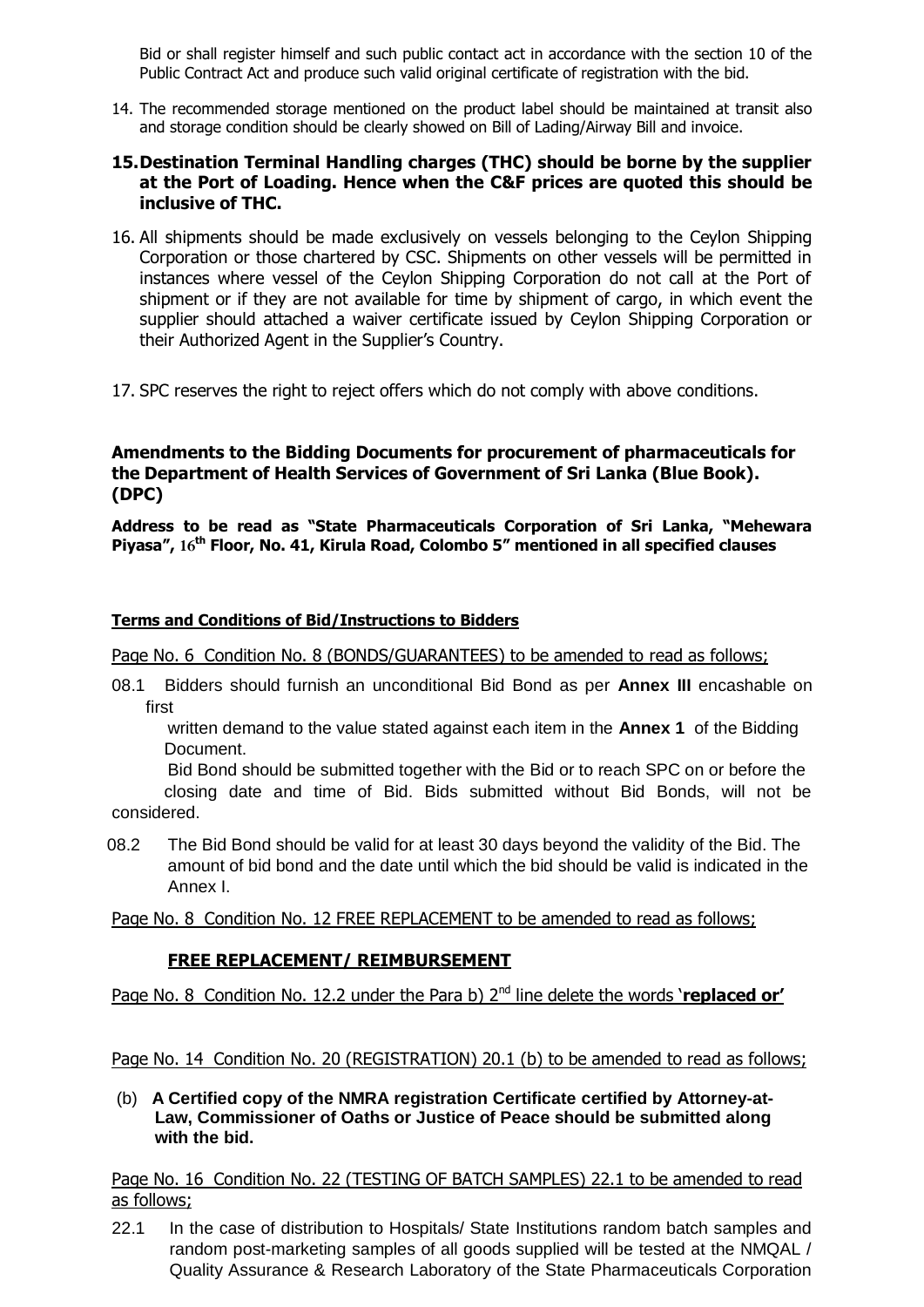Bid or shall register himself and such public contact act in accordance with the section 10 of the Public Contract Act and produce such valid original certificate of registration with the bid.

14. The recommended storage mentioned on the product label should be maintained at transit also and storage condition should be clearly showed on Bill of Lading/Airway Bill and invoice.

15. **Destination Terminal Handling charges (THC) should be borne by the supplier at the Port of Loading. Hence when the C&F prices are quoted this should be inclusive of THC.**

16. All shipments should be made exclusively on vessels belonging to the Ceylon Shipping Corporation or those chartered by CSC. Shipments on other vessels will be permitted in instances where vessel of the Ceylon Shipping Corporation do not call at the Port of shipment or if they are not available for time by shipment of cargo, in which event the supplier should attached a waiver certificate issued by Ceylon Shipping Corporation or their Authorized Agent in the Supplier's Country.

17. SPC reserves the right to reject offers which do not comply with above conditions.

**Amendments to the Bidding Documents for procurement of pharmaceuticals for the Department of Health Services of Government of Sri Lanka (Blue Book). (DPC)**

**Address to be read as "State Pharmaceuticals Corporation of Sri Lanka, "Mehewara Piyasa", 16th Floor, No. 41, Kirula Road, Colombo 5" mentioned in all specified clauses**

**Terms and Conditions of Bid/Instructions to Bidders**

Page No. 6 Condition No. 8 (BONDS/GUARANTEES) to be amended to read as follows;

08.1 Bidders should furnish an unconditional Bid Bond as per **Annex III** encashable on first written demand to the value stated against each item in the **Annex 1** of the Bidding Document.

Bid Bond should be submitted together with the Bid or to reach SPC on or before the closing date and time of Bid. Bids submitted without Bid Bonds, will not be considered.

08.2 The Bid Bond should be valid for at least 30 days beyond the validity of the Bid. The amount of bid bond and the date until which the bid should be valid is indicated in the Annex I.

Page No. 8 Condition No. 12 FREE REPLACEMENT to be amended to read as follows;

**FREE REPLACEMENT/ REIMBURSEMENT**

Page No. 8 Condition No. 12.2 under the Para b) 2nd line delete the words '**replaced or'**

Page No. 14 Condition No. 20 (REGISTRATION) 20.1 (b) to be amended to read as follows;

(b) **A Certified copy of the NMRA registration Certificate certified by Attorney-at-Law, Commissioner of Oaths or Justice of Peace should be submitted along with the bid.**

Page No. 16 Condition No. 22 (TESTING OF BATCH SAMPLES) 22.1 to be amended to read as follows;

22.1 In the case of distribution to Hospitals/ State Institutions random batch samples and random post-marketing samples of all goods supplied will be tested at the NMQAL / Quality Assurance & Research Laboratory of the State Pharmaceuticals Corporation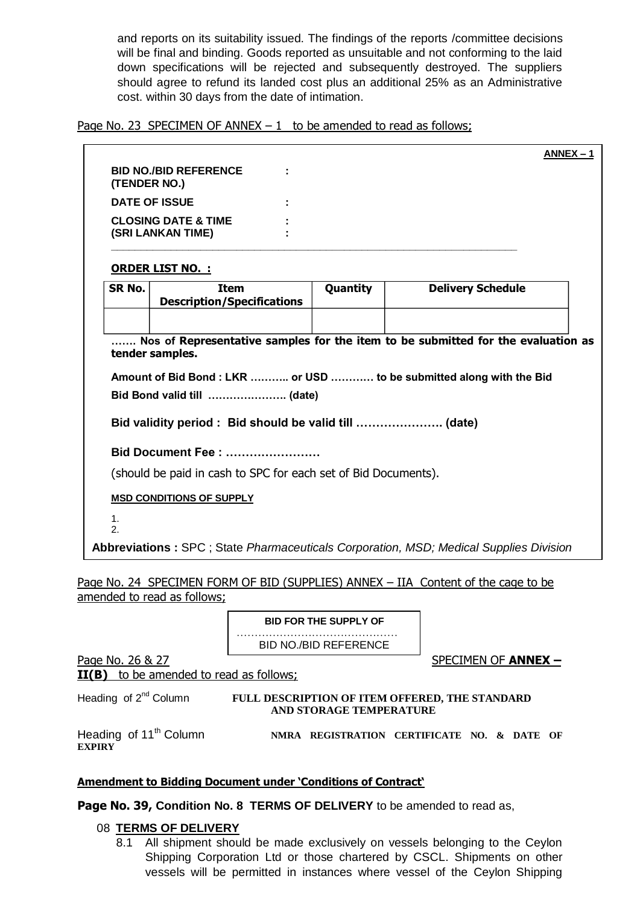and reports on its suitability issued. The findings of the reports /committee decisions will be final and binding. Goods reported as unsuitable and not conforming to the laid down specifications will be rejected and subsequently destroyed. The suppliers should agree to refund its landed cost plus an additional 25% as an Administrative cost. within 30 days from the date of intimation.

Page No. 23 SPECIMEN OF ANNEX – 1 to be amended to read as follows;

**ANNEX – 1**

**BID NO./BID REFERENCE (TENDER NO.)** :

**DATE OF ISSUE** :

**CLOSING DATE & TIME** :
**(SRI LANKAN TIME)** :

**ORDER LIST NO. :**

| SR No. | Item Description/Specifications | Quantity | Delivery Schedule |
|---|---|---|---|
| | | | |

**……. Nos of Representative samples for the item to be submitted for the evaluation as tender samples.**

**Amount of Bid Bond : LKR ……….. or USD ………… to be submitted along with the Bid**

**Bid Bond valid till …………………. (date)**

**Bid validity period : Bid should be valid till …………………. (date)**

**Bid Document Fee : ……………………**

(should be paid in cash to SPC for each set of Bid Documents).

**MSD CONDITIONS OF SUPPLY**

1.
2.

**Abbreviations :** SPC ; State *Pharmaceuticals Corporation, MSD; Medical Supplies Division*

Page No. 24 SPECIMEN FORM OF BID (SUPPLIES) ANNEX – IIA Content of the cage to be amended to read as follows;

**BID FOR THE SUPPLY OF**
………………………………………
BID NO./BID REFERENCE

Page No. 26 & 27 SPECIMEN OF **ANNEX – II(B)** to be amended to read as follows;

Heading of 2nd Column **FULL DESCRIPTION OF ITEM OFFERED, THE STANDARD AND STORAGE TEMPERATURE**

Heading of 11th Column **NMRA REGISTRATION CERTIFICATE NO. & DATE OF EXPIRY**

**Amendment to Bidding Document under 'Conditions of Contract'**

**Page No. 39, Condition No. 8 TERMS OF DELIVERY** to be amended to read as,

08 **TERMS OF DELIVERY**

8.1 All shipment should be made exclusively on vessels belonging to the Ceylon Shipping Corporation Ltd or those chartered by CSCL. Shipments on other vessels will be permitted in instances where vessel of the Ceylon Shipping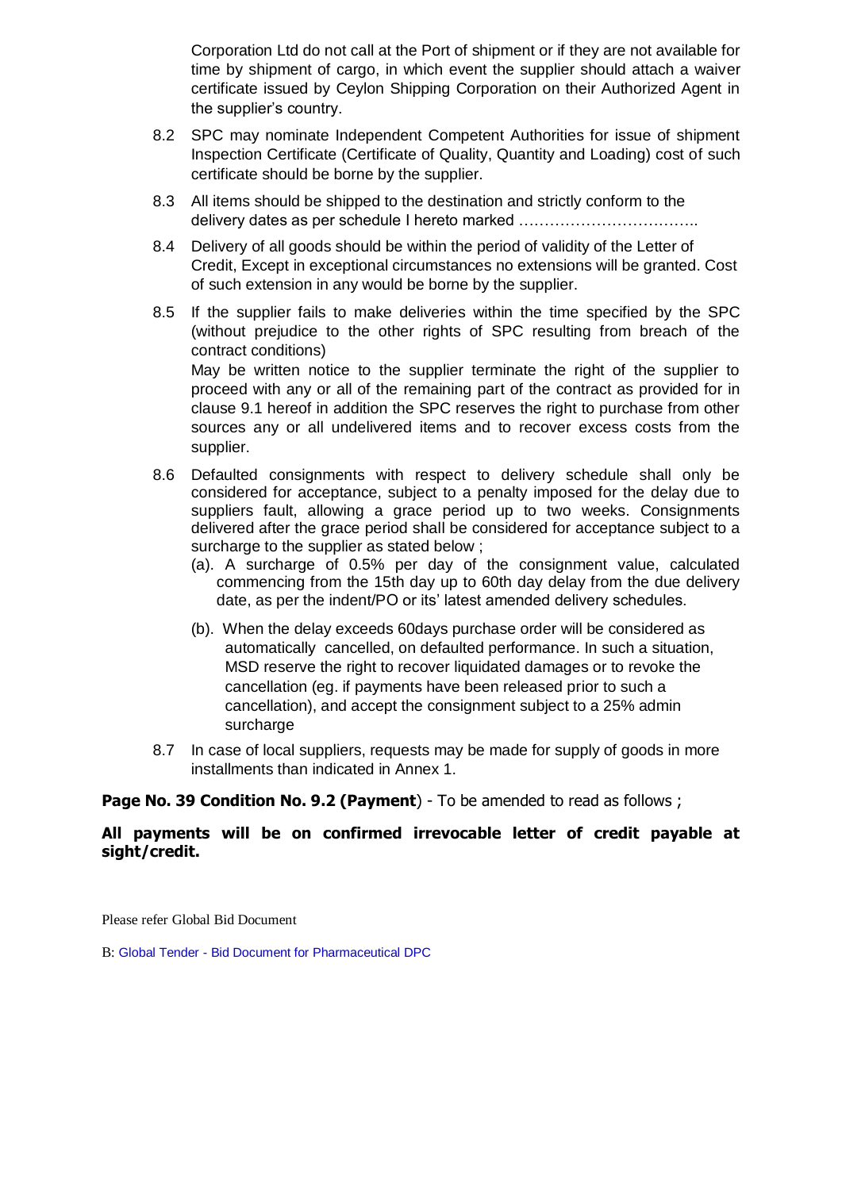Corporation Ltd do not call at the Port of shipment or if they are not available for time by shipment of cargo, in which event the supplier should attach a waiver certificate issued by Ceylon Shipping Corporation on their Authorized Agent in the supplier's country.

8.2 SPC may nominate Independent Competent Authorities for issue of shipment Inspection Certificate (Certificate of Quality, Quantity and Loading) cost of such certificate should be borne by the supplier.

8.3 All items should be shipped to the destination and strictly conform to the delivery dates as per schedule I hereto marked ……………………………..

8.4 Delivery of all goods should be within the period of validity of the Letter of Credit, Except in exceptional circumstances no extensions will be granted. Cost of such extension in any would be borne by the supplier.

8.5 If the supplier fails to make deliveries within the time specified by the SPC (without prejudice to the other rights of SPC resulting from breach of the contract conditions)
May be written notice to the supplier terminate the right of the supplier to proceed with any or all of the remaining part of the contract as provided for in clause 9.1 hereof in addition the SPC reserves the right to purchase from other sources any or all undelivered items and to recover excess costs from the supplier.

8.6 Defaulted consignments with respect to delivery schedule shall only be considered for acceptance, subject to a penalty imposed for the delay due to suppliers fault, allowing a grace period up to two weeks. Consignments delivered after the grace period shall be considered for acceptance subject to a surcharge to the supplier as stated below ;

(a). A surcharge of 0.5% per day of the consignment value, calculated commencing from the 15th day up to 60th day delay from the due delivery date, as per the indent/PO or its' latest amended delivery schedules.

(b). When the delay exceeds 60days purchase order will be considered as automatically cancelled, on defaulted performance. In such a situation, MSD reserve the right to recover liquidated damages or to revoke the cancellation (eg. if payments have been released prior to such a cancellation), and accept the consignment subject to a 25% admin surcharge

8.7 In case of local suppliers, requests may be made for supply of goods in more installments than indicated in Annex 1.

**Page No. 39 Condition No. 9.2 (Payment**) - To be amended to read as follows ;

**All payments will be on confirmed irrevocable letter of credit payable at sight/credit.**

Please refer Global Bid Document

B: Global Tender - Bid Document for Pharmaceutical DPC